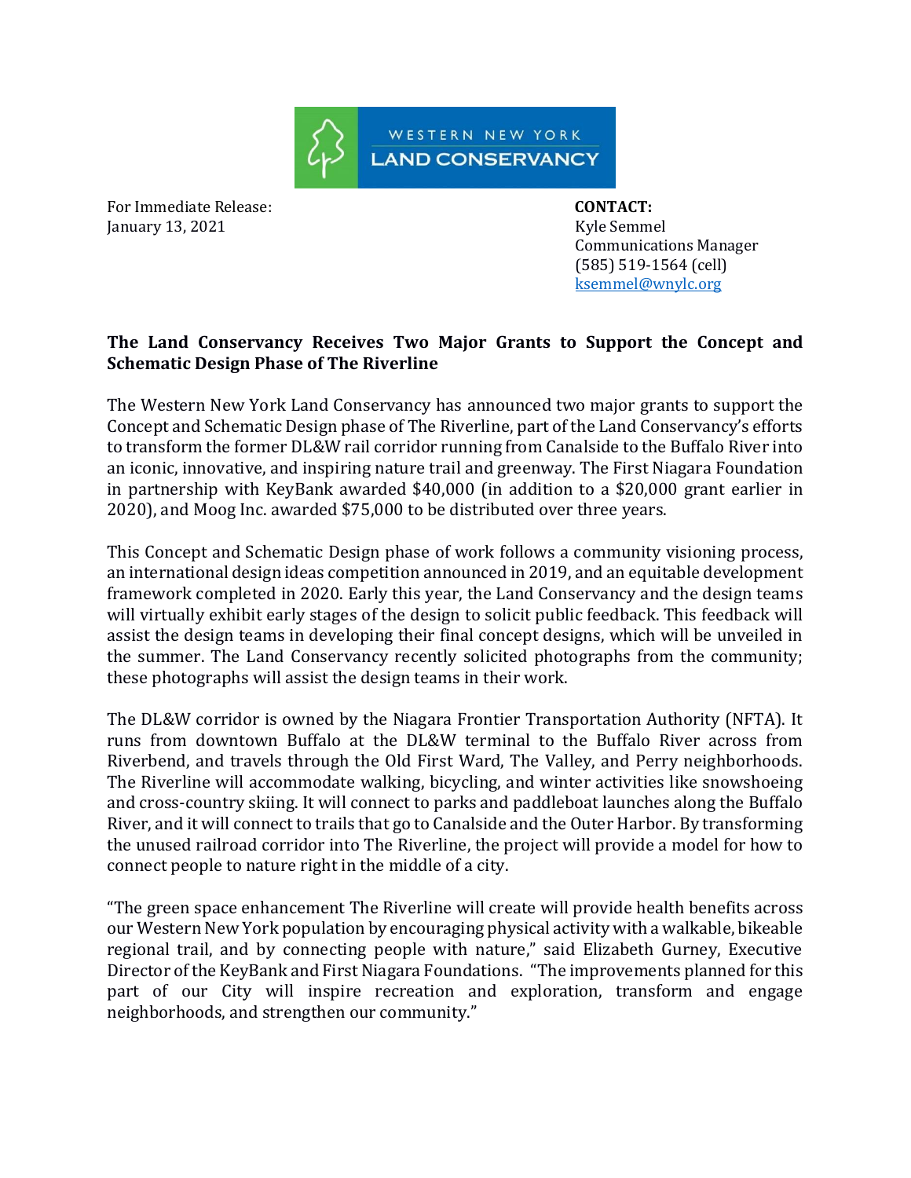WESTERN NEW YORK LAND CONSERVANCY

For Immediate Release:
January 13, 2021

**CONTACT:**
Kyle Semmel
Communications Manager
(585) 519-1564 (cell)
ksemmel@wnylc.org

**The Land Conservancy Receives Two Major Grants to Support the Concept and Schematic Design Phase of The Riverline**

The Western New York Land Conservancy has announced two major grants to support the Concept and Schematic Design phase of The Riverline, part of the Land Conservancy's efforts to transform the former DL&W rail corridor running from Canalside to the Buffalo River into an iconic, innovative, and inspiring nature trail and greenway. The First Niagara Foundation in partnership with KeyBank awarded $40,000 (in addition to a $20,000 grant earlier in 2020), and Moog Inc. awarded $75,000 to be distributed over three years.

This Concept and Schematic Design phase of work follows a community visioning process, an international design ideas competition announced in 2019, and an equitable development framework completed in 2020. Early this year, the Land Conservancy and the design teams will virtually exhibit early stages of the design to solicit public feedback. This feedback will assist the design teams in developing their final concept designs, which will be unveiled in the summer. The Land Conservancy recently solicited photographs from the community; these photographs will assist the design teams in their work.

The DL&W corridor is owned by the Niagara Frontier Transportation Authority (NFTA). It runs from downtown Buffalo at the DL&W terminal to the Buffalo River across from Riverbend, and travels through the Old First Ward, The Valley, and Perry neighborhoods. The Riverline will accommodate walking, bicycling, and winter activities like snowshoeing and cross-country skiing. It will connect to parks and paddleboat launches along the Buffalo River, and it will connect to trails that go to Canalside and the Outer Harbor. By transforming the unused railroad corridor into The Riverline, the project will provide a model for how to connect people to nature right in the middle of a city.

"The green space enhancement The Riverline will create will provide health benefits across our Western New York population by encouraging physical activity with a walkable, bikeable regional trail, and by connecting people with nature," said Elizabeth Gurney, Executive Director of the KeyBank and First Niagara Foundations. "The improvements planned for this part of our City will inspire recreation and exploration, transform and engage neighborhoods, and strengthen our community."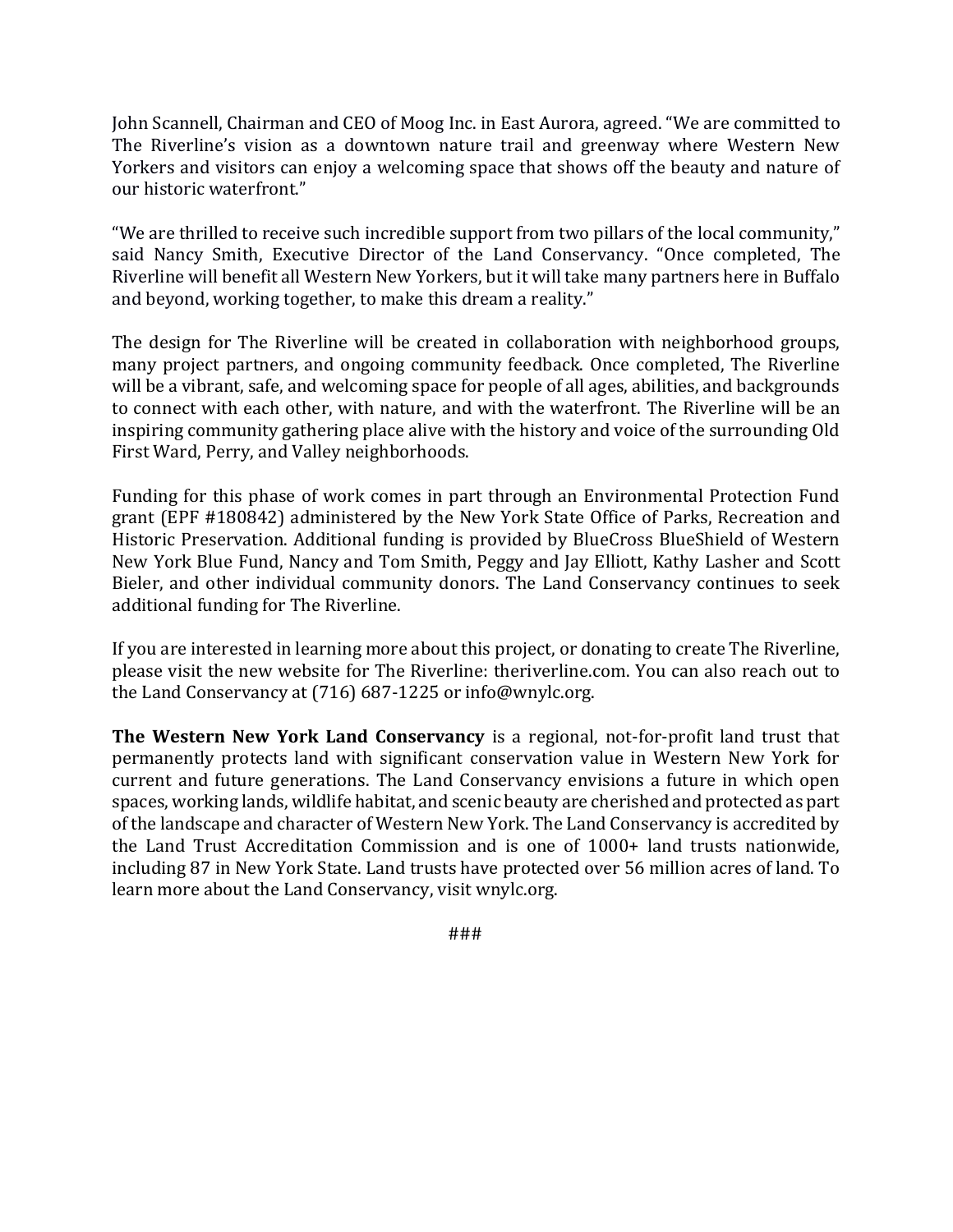John Scannell, Chairman and CEO of Moog Inc. in East Aurora, agreed. "We are committed to The Riverline's vision as a downtown nature trail and greenway where Western New Yorkers and visitors can enjoy a welcoming space that shows off the beauty and nature of our historic waterfront."

"We are thrilled to receive such incredible support from two pillars of the local community," said Nancy Smith, Executive Director of the Land Conservancy. "Once completed, The Riverline will benefit all Western New Yorkers, but it will take many partners here in Buffalo and beyond, working together, to make this dream a reality."

The design for The Riverline will be created in collaboration with neighborhood groups, many project partners, and ongoing community feedback. Once completed, The Riverline will be a vibrant, safe, and welcoming space for people of all ages, abilities, and backgrounds to connect with each other, with nature, and with the waterfront. The Riverline will be an inspiring community gathering place alive with the history and voice of the surrounding Old First Ward, Perry, and Valley neighborhoods.

Funding for this phase of work comes in part through an Environmental Protection Fund grant (EPF #180842) administered by the New York State Office of Parks, Recreation and Historic Preservation. Additional funding is provided by BlueCross BlueShield of Western New York Blue Fund, Nancy and Tom Smith, Peggy and Jay Elliott, Kathy Lasher and Scott Bieler, and other individual community donors. The Land Conservancy continues to seek additional funding for The Riverline.

If you are interested in learning more about this project, or donating to create The Riverline, please visit the new website for The Riverline: theriverline.com. You can also reach out to the Land Conservancy at (716) 687-1225 or info@wnylc.org.

**The Western New York Land Conservancy** is a regional, not-for-profit land trust that permanently protects land with significant conservation value in Western New York for current and future generations. The Land Conservancy envisions a future in which open spaces, working lands, wildlife habitat, and scenic beauty are cherished and protected as part of the landscape and character of Western New York. The Land Conservancy is accredited by the Land Trust Accreditation Commission and is one of 1000+ land trusts nationwide, including 87 in New York State. Land trusts have protected over 56 million acres of land. To learn more about the Land Conservancy, visit wnylc.org.

###